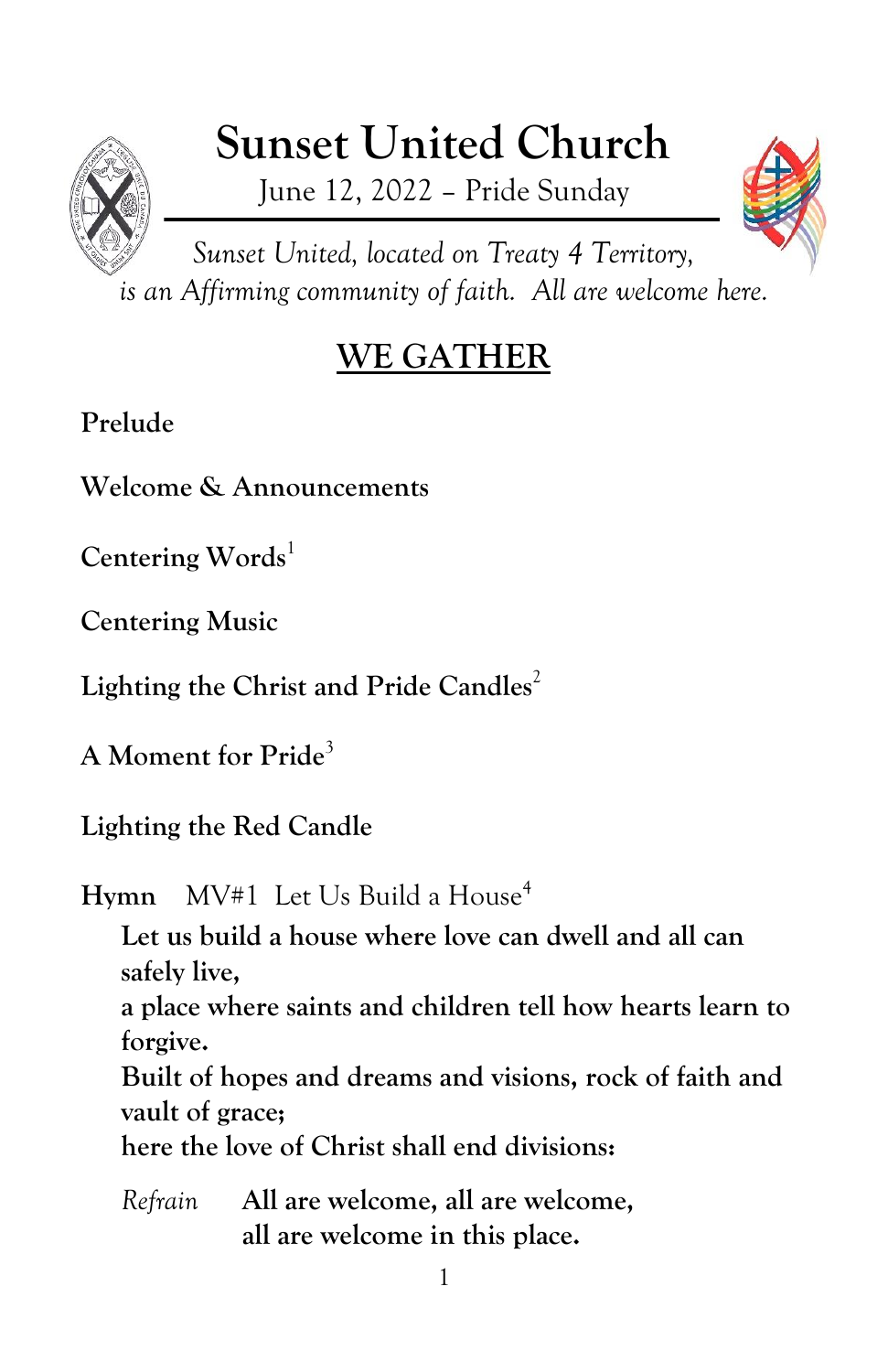# Sunset United Church

June 12, 2022 – Pride Sunday

*Sunset United, located on Treaty 4 Territory, is an Affirming community of faith. All are welcome here.*

## WE GATHER

**Prelude**

**Welcome & Announcements**

**Centering Words**[1]

**Centering Music**

**Lighting the Christ and Pride Candles**[2]

**A Moment for Pride**[3]

**Lighting the Red Candle**

**Hymn** MV#1 Let Us Build a House[4]

**Let us build a house where love can dwell and all can safely live,**
**a place where saints and children tell how hearts learn to forgive.**
**Built of hopes and dreams and visions, rock of faith and vault of grace;**
**here the love of Christ shall end divisions:**

*Refrain* **All are welcome, all are welcome,**
**all are welcome in this place.**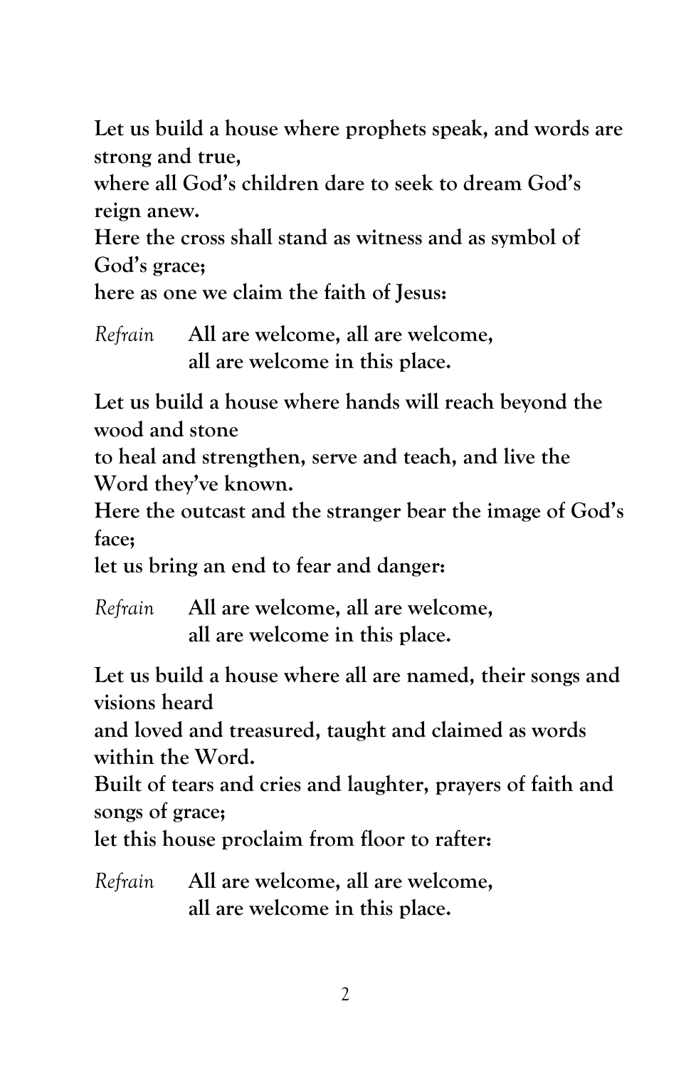**Let us build a house where prophets speak, and words are strong and true,**
**where all God's children dare to seek to dream God's reign anew.**
**Here the cross shall stand as witness and as symbol of God's grace;**
**here as one we claim the faith of Jesus:**

*Refrain* **All are welcome, all are welcome,**
**all are welcome in this place.**

**Let us build a house where hands will reach beyond the wood and stone**
**to heal and strengthen, serve and teach, and live the Word they've known.**
**Here the outcast and the stranger bear the image of God's face;**
**let us bring an end to fear and danger:**

*Refrain* **All are welcome, all are welcome,**
**all are welcome in this place.**

**Let us build a house where all are named, their songs and visions heard**
**and loved and treasured, taught and claimed as words within the Word.**
**Built of tears and cries and laughter, prayers of faith and songs of grace;**
**let this house proclaim from floor to rafter:**

*Refrain* **All are welcome, all are welcome,**
**all are welcome in this place.**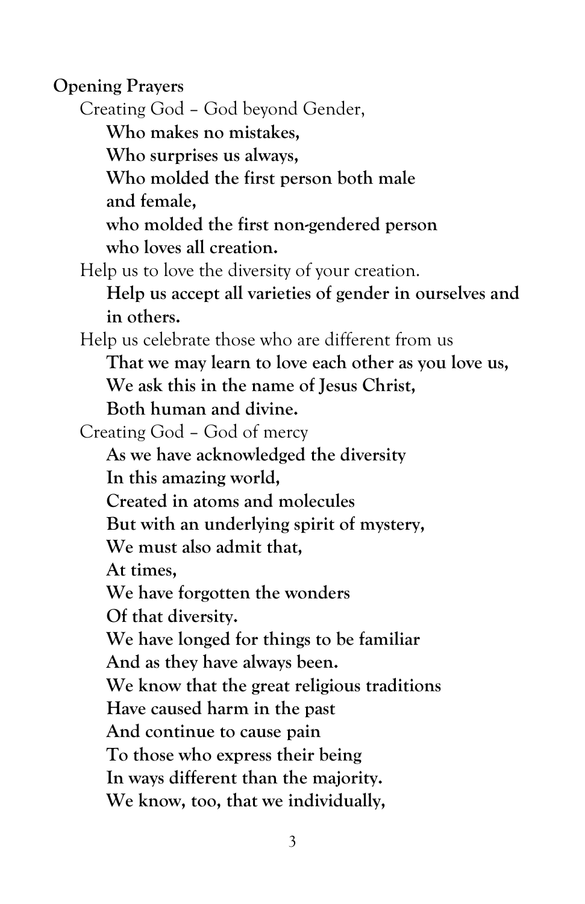**Opening Prayers**

Creating God – God beyond Gender,

**Who makes no mistakes,**
**Who surprises us always,**
**Who molded the first person both male**
**and female,**
**who molded the first non-gendered person**
**who loves all creation.**

Help us to love the diversity of your creation.

**Help us accept all varieties of gender in ourselves and in others.**

Help us celebrate those who are different from us

**That we may learn to love each other as you love us,**
**We ask this in the name of Jesus Christ,**
**Both human and divine.**

Creating God – God of mercy

**As we have acknowledged the diversity**
**In this amazing world,**
**Created in atoms and molecules**
**But with an underlying spirit of mystery,**
**We must also admit that,**
**At times,**
**We have forgotten the wonders**
**Of that diversity.**
**We have longed for things to be familiar**
**And as they have always been.**
**We know that the great religious traditions**
**Have caused harm in the past**
**And continue to cause pain**
**To those who express their being**
**In ways different than the majority.**
**We know, too, that we individually,**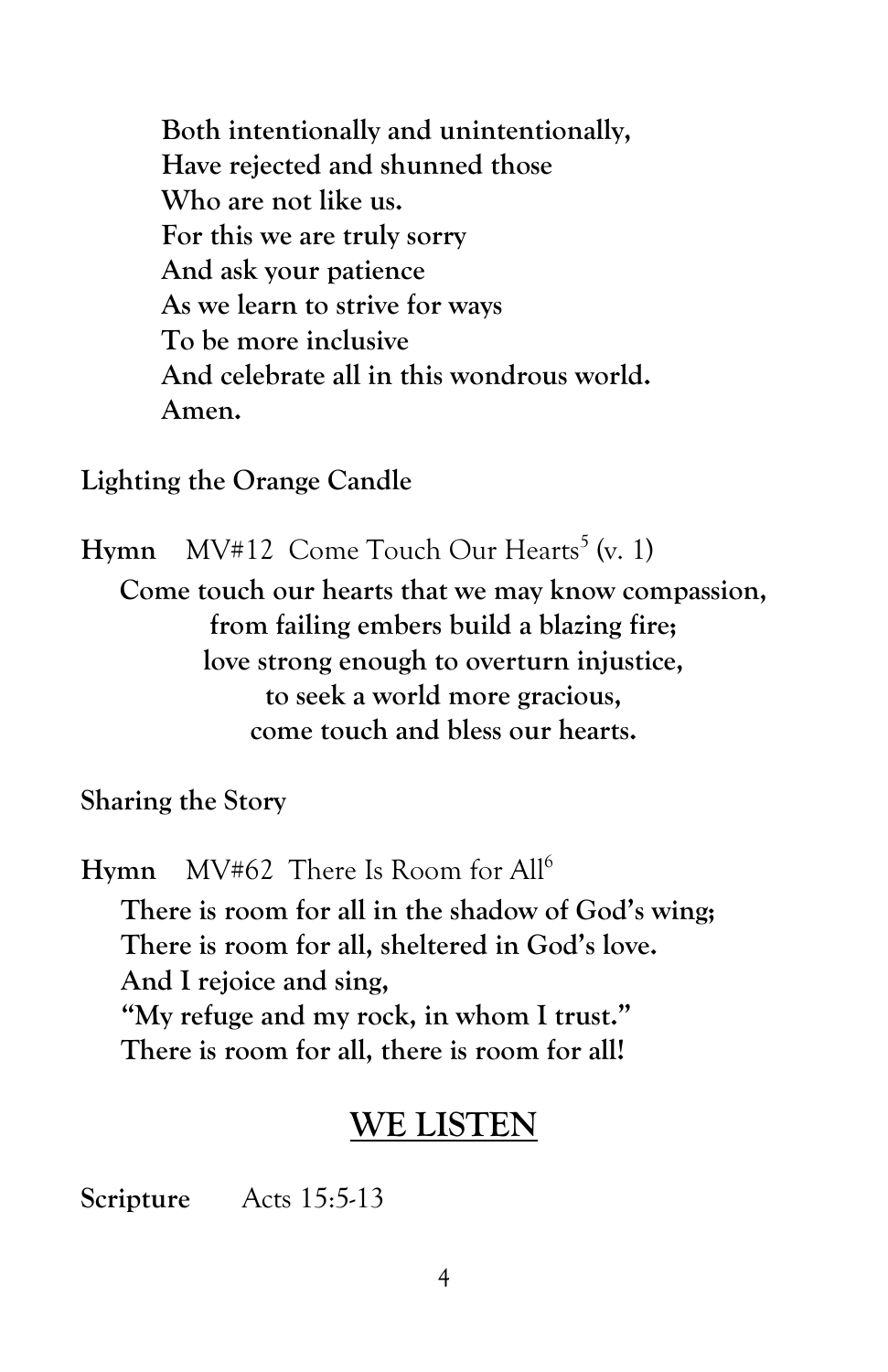**Both intentionally and unintentionally,**
**Have rejected and shunned those**
**Who are not like us.**
**For this we are truly sorry**
**And ask your patience**
**As we learn to strive for ways**
**To be more inclusive**
**And celebrate all in this wondrous world.**
**Amen.**

**Lighting the Orange Candle**

**Hymn** MV#12 Come Touch Our Hearts[5] (v. 1)

**Come touch our hearts that we may know compassion,**
**from failing embers build a blazing fire;**
**love strong enough to overturn injustice,**
**to seek a world more gracious,**
**come touch and bless our hearts.**

**Sharing the Story**

**Hymn** MV#62 There Is Room for All[6]

**There is room for all in the shadow of God's wing;**
**There is room for all, sheltered in God's love.**
**And I rejoice and sing,**
**"My refuge and my rock, in whom I trust."**
**There is room for all, there is room for all!**

## WE LISTEN

**Scripture** Acts 15:5-13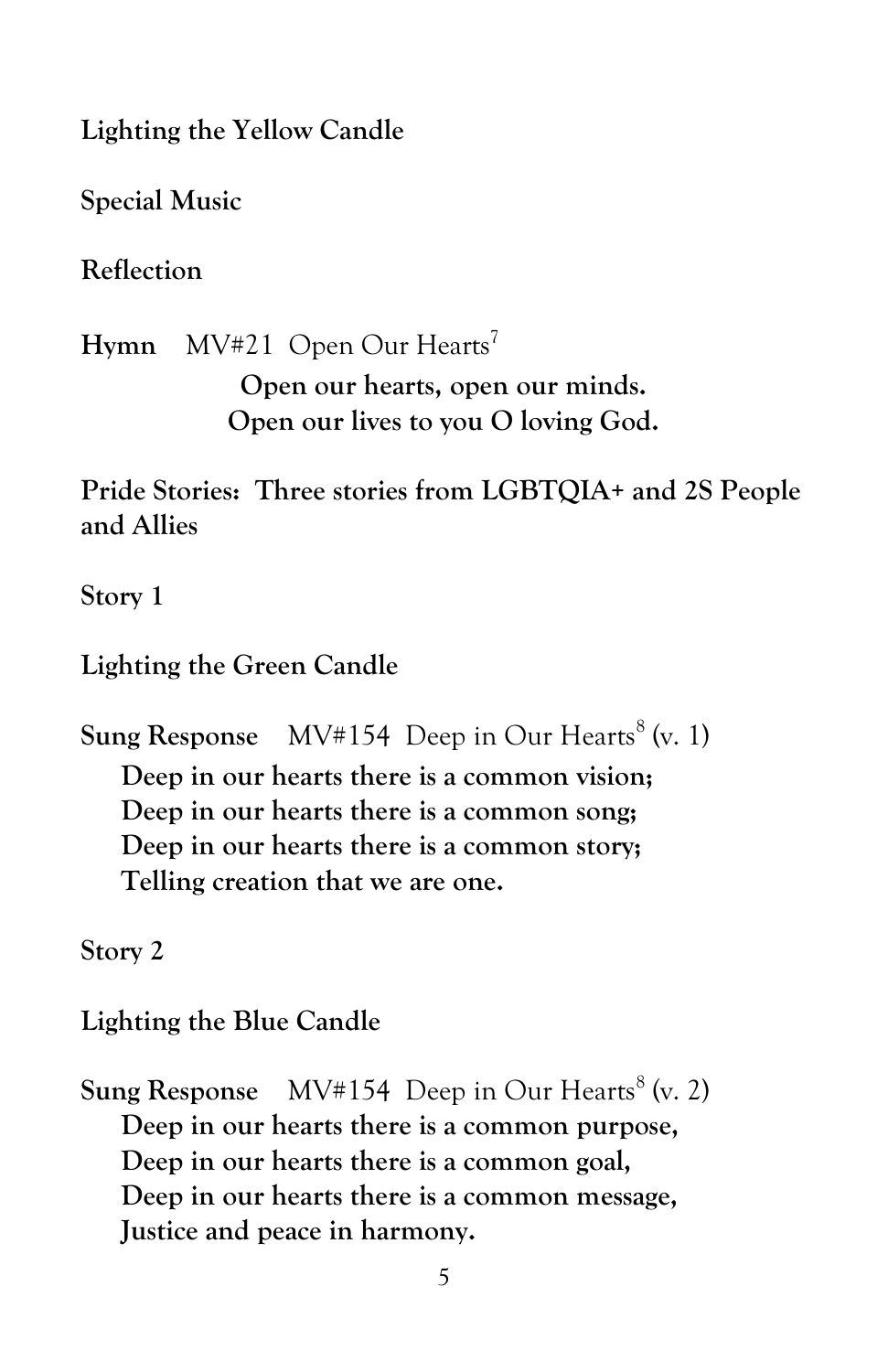**Lighting the Yellow Candle**

**Special Music**

**Reflection**

**Hymn** MV#21 Open Our Hearts[7]

**Open our hearts, open our minds.**
**Open our lives to you O loving God.**

**Pride Stories: Three stories from LGBTQIA+ and 2S People and Allies**

**Story 1**

**Lighting the Green Candle**

**Sung Response** MV#154 Deep in Our Hearts[8] (v. 1)

**Deep in our hearts there is a common vision;**
**Deep in our hearts there is a common song;**
**Deep in our hearts there is a common story;**
**Telling creation that we are one.**

**Story 2**

**Lighting the Blue Candle**

**Sung Response** MV#154 Deep in Our Hearts[8] (v. 2)

**Deep in our hearts there is a common purpose,**
**Deep in our hearts there is a common goal,**
**Deep in our hearts there is a common message,**
**Justice and peace in harmony.**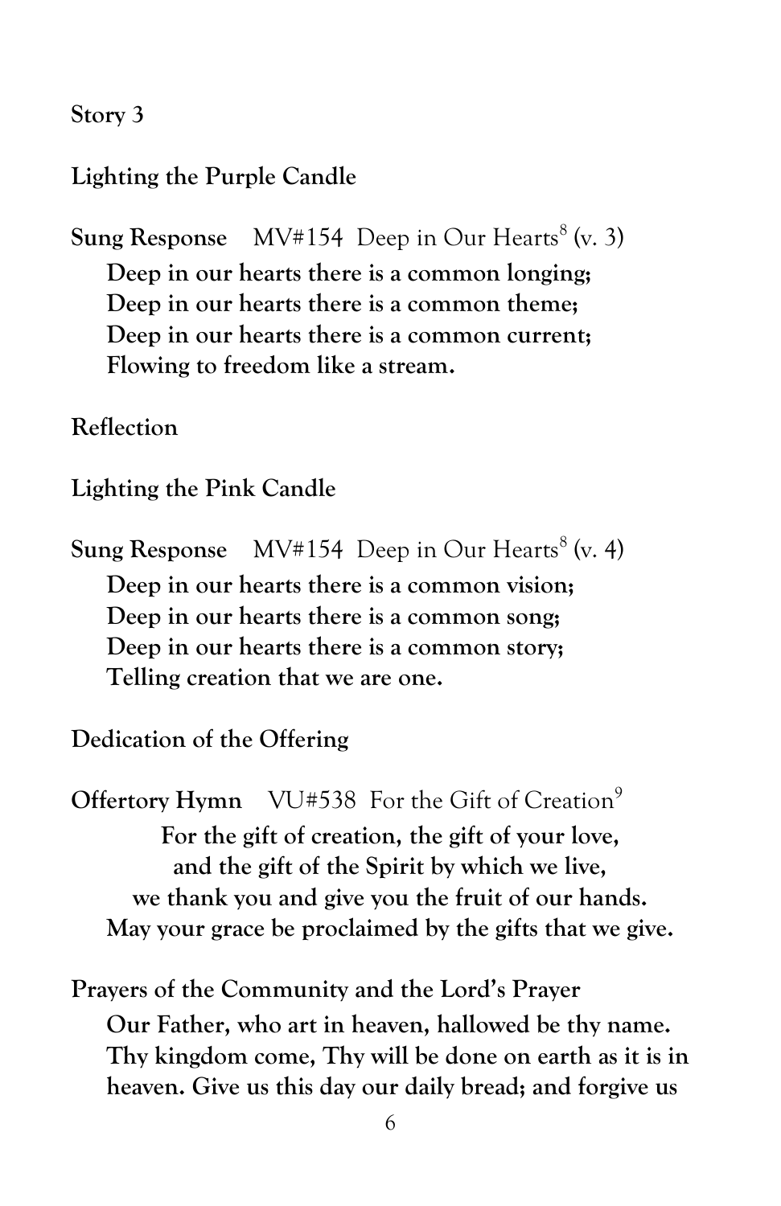**Story 3**

**Lighting the Purple Candle**

**Sung Response** MV#154 Deep in Our Hearts[8] (v. 3)

**Deep in our hearts there is a common longing;**
**Deep in our hearts there is a common theme;**
**Deep in our hearts there is a common current;**
**Flowing to freedom like a stream.**

**Reflection**

**Lighting the Pink Candle**

**Sung Response** MV#154 Deep in Our Hearts[8] (v. 4)

**Deep in our hearts there is a common vision;**
**Deep in our hearts there is a common song;**
**Deep in our hearts there is a common story;**
**Telling creation that we are one.**

**Dedication of the Offering**

**Offertory Hymn** VU#538 For the Gift of Creation[9]

**For the gift of creation, the gift of your love,**
**and the gift of the Spirit by which we live,**
**we thank you and give you the fruit of our hands.**
**May your grace be proclaimed by the gifts that we give.**

**Prayers of the Community and the Lord's Prayer**

**Our Father, who art in heaven, hallowed be thy name. Thy kingdom come, Thy will be done on earth as it is in heaven. Give us this day our daily bread; and forgive us**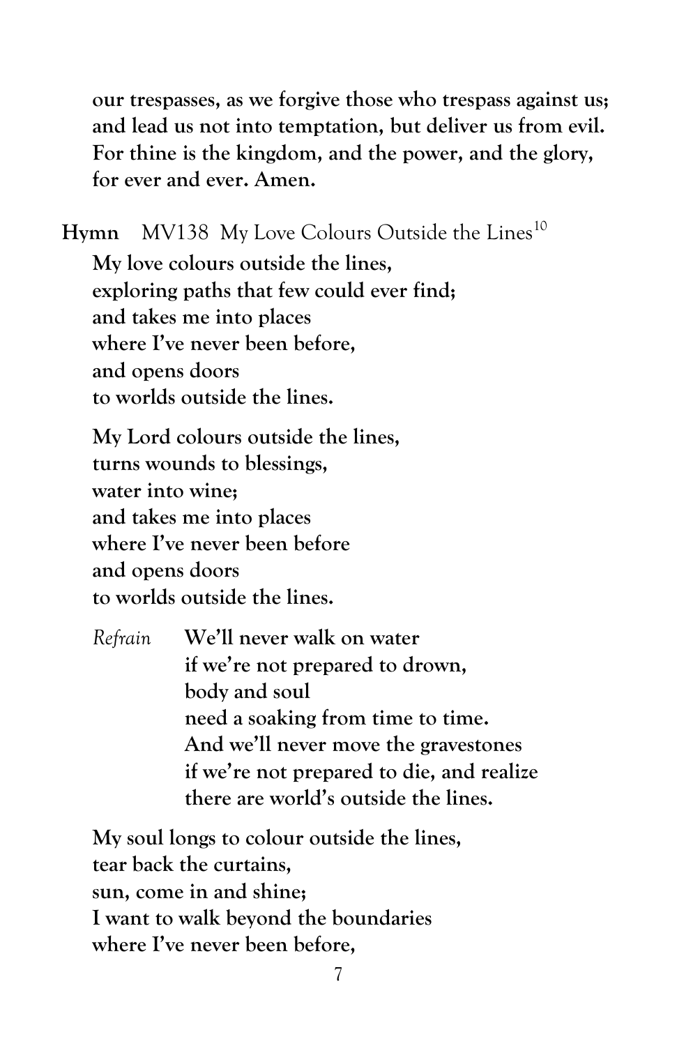**our trespasses, as we forgive those who trespass against us;**
**and lead us not into temptation, but deliver us from evil.**
**For thine is the kingdom, and the power, and the glory,**
**for ever and ever. Amen.**

**Hymn** MV138 My Love Colours Outside the Lines[10]

**My love colours outside the lines,**
**exploring paths that few could ever find;**
**and takes me into places**
**where I've never been before,**
**and opens doors**
**to worlds outside the lines.**

**My Lord colours outside the lines,**
**turns wounds to blessings,**
**water into wine;**
**and takes me into places**
**where I've never been before**
**and opens doors**
**to worlds outside the lines.**

*Refrain* **We'll never walk on water**
**if we're not prepared to drown,**
**body and soul**
**need a soaking from time to time.**
**And we'll never move the gravestones**
**if we're not prepared to die, and realize**
**there are world's outside the lines.**

**My soul longs to colour outside the lines,**
**tear back the curtains,**
**sun, come in and shine;**
**I want to walk beyond the boundaries**
**where I've never been before,**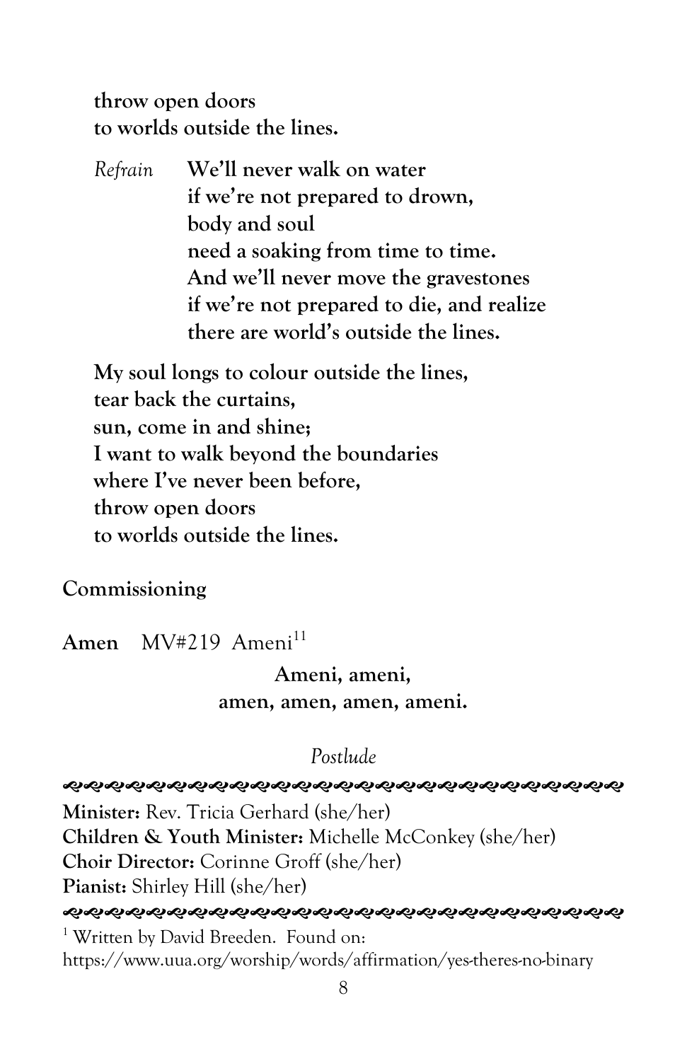**throw open doors**
**to worlds outside the lines.**

*Refrain* **We'll never walk on water**
**if we're not prepared to drown,**
**body and soul**
**need a soaking from time to time.**
**And we'll never move the gravestones**
**if we're not prepared to die, and realize**
**there are world's outside the lines.**

**My soul longs to colour outside the lines,**
**tear back the curtains,**
**sun, come in and shine;**
**I want to walk beyond the boundaries**
**where I've never been before,**
**throw open doors**
**to worlds outside the lines.**

**Commissioning**

**Amen** MV#219 Ameni[11]

**Ameni, ameni,**
**amen, amen, amen, ameni.**

*Postlude*

---

**Minister:** Rev. Tricia Gerhard (she/her)
**Children & Youth Minister:** Michelle McConkey (she/her)
**Choir Director:** Corinne Groff (she/her)
**Pianist:** Shirley Hill (she/her)

---

[1] Written by David Breeden. Found on: https://www.uua.org/worship/words/affirmation/yes-theres-no-binary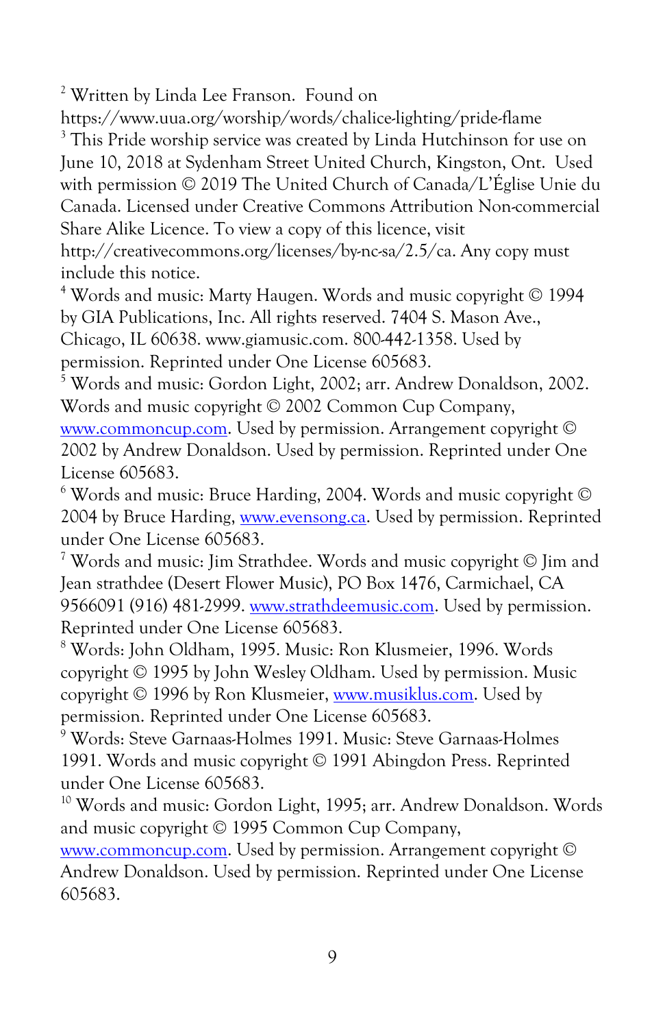[2] Written by Linda Lee Franson. Found on https://www.uua.org/worship/words/chalice-lighting/pride-flame

[3] This Pride worship service was created by Linda Hutchinson for use on June 10, 2018 at Sydenham Street United Church, Kingston, Ont. Used with permission © 2019 The United Church of Canada/L'Église Unie du Canada. Licensed under Creative Commons Attribution Non-commercial Share Alike Licence. To view a copy of this licence, visit http://creativecommons.org/licenses/by-nc-sa/2.5/ca. Any copy must include this notice.

[4] Words and music: Marty Haugen. Words and music copyright © 1994 by GIA Publications, Inc. All rights reserved. 7404 S. Mason Ave., Chicago, IL 60638. www.giamusic.com. 800-442-1358. Used by permission. Reprinted under One License 605683.

[5] Words and music: Gordon Light, 2002; arr. Andrew Donaldson, 2002. Words and music copyright © 2002 Common Cup Company, www.commoncup.com. Used by permission. Arrangement copyright © 2002 by Andrew Donaldson. Used by permission. Reprinted under One License 605683.

[6] Words and music: Bruce Harding, 2004. Words and music copyright © 2004 by Bruce Harding, www.evensong.ca. Used by permission. Reprinted under One License 605683.

[7] Words and music: Jim Strathdee. Words and music copyright © Jim and Jean strathdee (Desert Flower Music), PO Box 1476, Carmichael, CA 9566091 (916) 481-2999. www.strathdeemusic.com. Used by permission. Reprinted under One License 605683.

[8] Words: John Oldham, 1995. Music: Ron Klusmeier, 1996. Words copyright © 1995 by John Wesley Oldham. Used by permission. Music copyright © 1996 by Ron Klusmeier, www.musiklus.com. Used by permission. Reprinted under One License 605683.

[9] Words: Steve Garnaas-Holmes 1991. Music: Steve Garnaas-Holmes 1991. Words and music copyright © 1991 Abingdon Press. Reprinted under One License 605683.

[10] Words and music: Gordon Light, 1995; arr. Andrew Donaldson. Words and music copyright © 1995 Common Cup Company, www.commoncup.com. Used by permission. Arrangement copyright © Andrew Donaldson. Used by permission. Reprinted under One License 605683.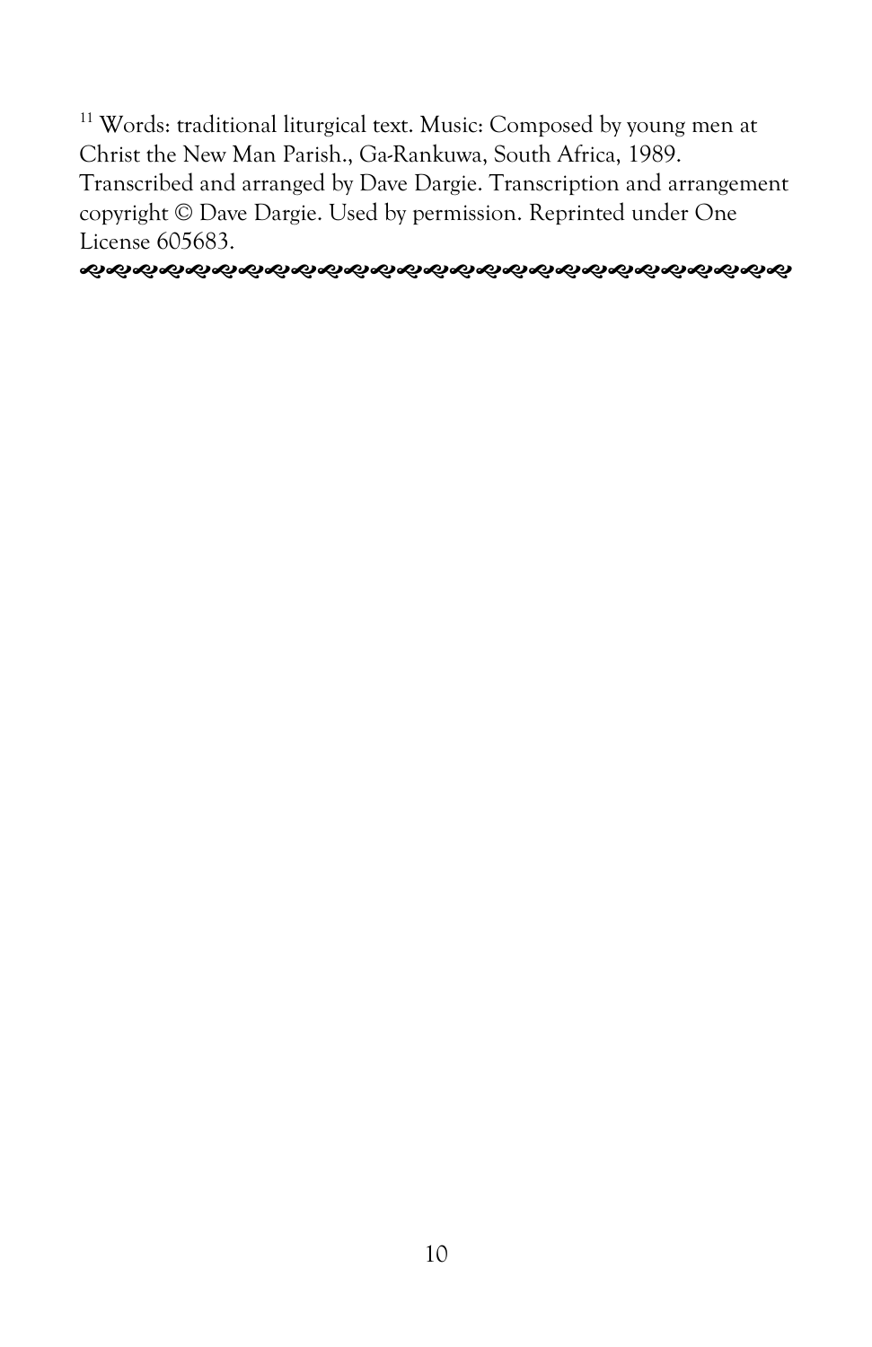[11] Words: traditional liturgical text. Music: Composed by young men at Christ the New Man Parish., Ga-Rankuwa, South Africa, 1989. Transcribed and arranged by Dave Dargie. Transcription and arrangement copyright © Dave Dargie. Used by permission. Reprinted under One License 605683.